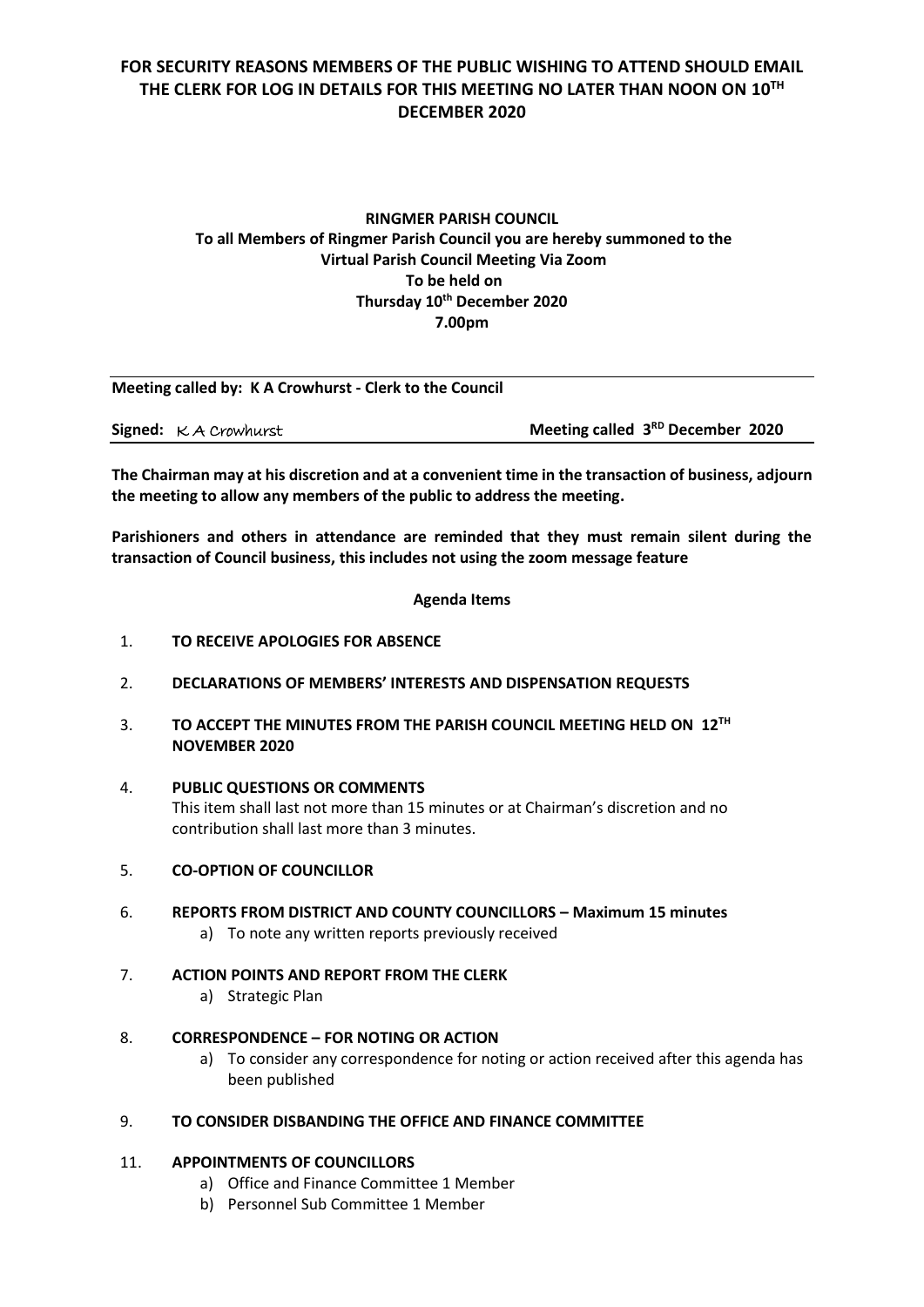**FOR SECURITY REASONS MEMBERS OF THE PUBLIC WISHING TO ATTEND SHOULD EMAIL THE CLERK FOR LOG IN DETAILS FOR THIS MEETING NO LATER THAN NOON ON 10TH DECEMBER 2020**

**RINGMER PARISH COUNCIL**
**To all Members of Ringmer Parish Council you are hereby summoned to the Virtual Parish Council Meeting Via Zoom**
**To be held on**
**Thursday 10th December 2020**
**7.00pm**

**Meeting called by: K A Crowhurst - Clerk to the Council**

**Signed:** K A Crowhurst **Meeting called 3RD December 2020**

**The Chairman may at his discretion and at a convenient time in the transaction of business, adjourn the meeting to allow any members of the public to address the meeting.**

**Parishioners and others in attendance are reminded that they must remain silent during the transaction of Council business, this includes not using the zoom message feature**

**Agenda Items**

1. **TO RECEIVE APOLOGIES FOR ABSENCE**
2. **DECLARATIONS OF MEMBERS' INTERESTS AND DISPENSATION REQUESTS**
3. **TO ACCEPT THE MINUTES FROM THE PARISH COUNCIL MEETING HELD ON 12TH NOVEMBER 2020**
4. **PUBLIC QUESTIONS OR COMMENTS**
   This item shall last not more than 15 minutes or at Chairman's discretion and no contribution shall last more than 3 minutes.
5. **CO-OPTION OF COUNCILLOR**
6. **REPORTS FROM DISTRICT AND COUNTY COUNCILLORS – Maximum 15 minutes**
   a) To note any written reports previously received
7. **ACTION POINTS AND REPORT FROM THE CLERK**
   a) Strategic Plan
8. **CORRESPONDENCE – FOR NOTING OR ACTION**
   a) To consider any correspondence for noting or action received after this agenda has been published
9. **TO CONSIDER DISBANDING THE OFFICE AND FINANCE COMMITTEE**

11. **APPOINTMENTS OF COUNCILLORS**
    a) Office and Finance Committee 1 Member
    b) Personnel Sub Committee 1 Member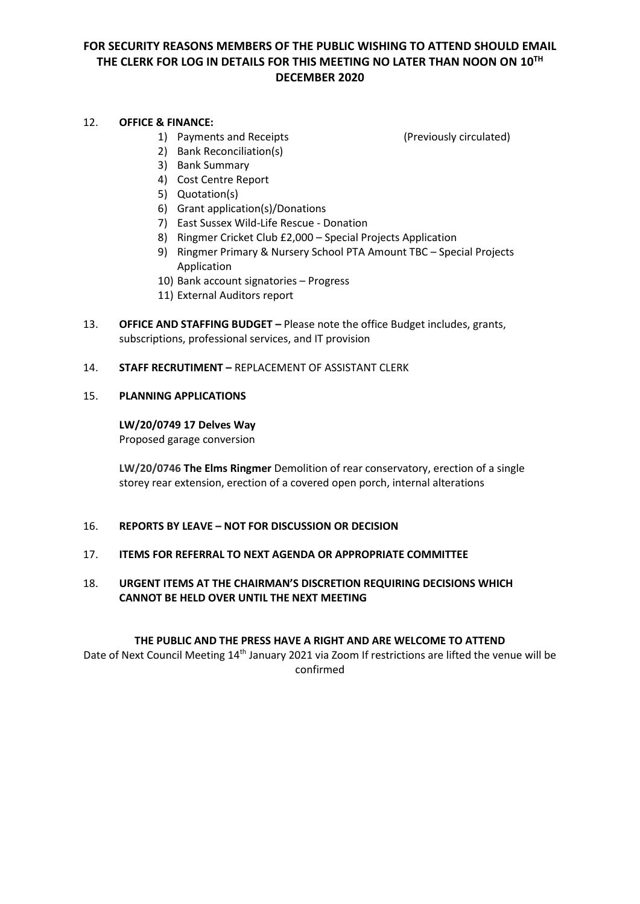**FOR SECURITY REASONS MEMBERS OF THE PUBLIC WISHING TO ATTEND SHOULD EMAIL THE CLERK FOR LOG IN DETAILS FOR THIS MEETING NO LATER THAN NOON ON 10TH DECEMBER 2020**

12. **OFFICE & FINANCE:**
    1) Payments and Receipts (Previously circulated)
    2) Bank Reconciliation(s)
    3) Bank Summary
    4) Cost Centre Report
    5) Quotation(s)
    6) Grant application(s)/Donations
    7) East Sussex Wild-Life Rescue - Donation
    8) Ringmer Cricket Club £2,000 – Special Projects Application
    9) Ringmer Primary & Nursery School PTA Amount TBC – Special Projects Application
    10) Bank account signatories – Progress
    11) External Auditors report

13. **OFFICE AND STAFFING BUDGET –** Please note the office Budget includes, grants, subscriptions, professional services, and IT provision

14. **STAFF RECRUTIMENT –** REPLACEMENT OF ASSISTANT CLERK

15. **PLANNING APPLICATIONS**

    **LW/20/0749 17 Delves Way**
    Proposed garage conversion

    **LW/20/0746 The Elms Ringmer** Demolition of rear conservatory, erection of a single storey rear extension, erection of a covered open porch, internal alterations

16. **REPORTS BY LEAVE – NOT FOR DISCUSSION OR DECISION**

17. **ITEMS FOR REFERRAL TO NEXT AGENDA OR APPROPRIATE COMMITTEE**

18. **URGENT ITEMS AT THE CHAIRMAN'S DISCRETION REQUIRING DECISIONS WHICH CANNOT BE HELD OVER UNTIL THE NEXT MEETING**

**THE PUBLIC AND THE PRESS HAVE A RIGHT AND ARE WELCOME TO ATTEND**

Date of Next Council Meeting 14th January 2021 via Zoom If restrictions are lifted the venue will be confirmed